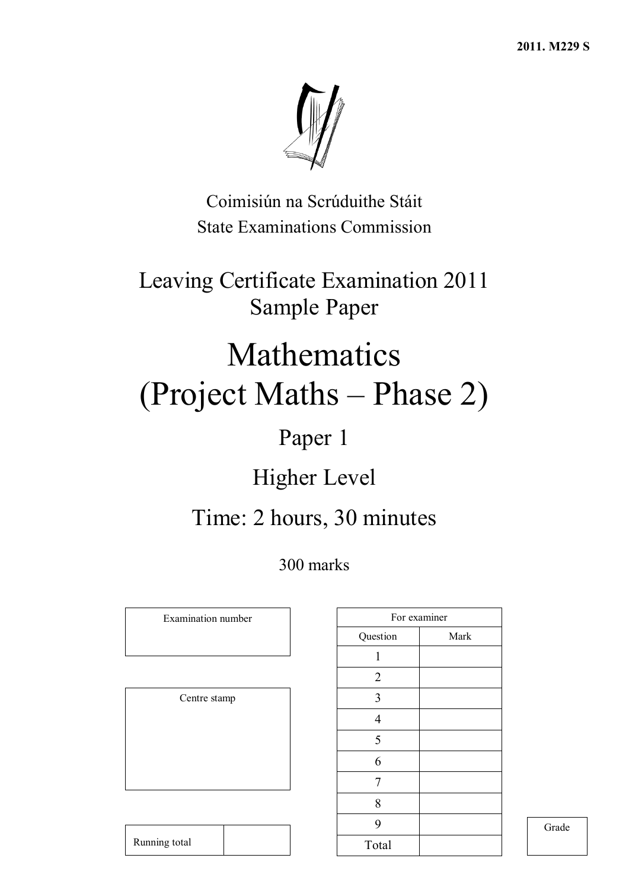**2011. M229 S**

Coimisiún na Scrúduithe Stáit
State Examinations Commission

# Leaving Certificate Examination 2011
## Sample Paper

# Mathematics
# (Project Maths – Phase 2)

## Paper 1

## Higher Level

## Time: 2 hours, 30 minutes

300 marks

| Examination number |
| --- |
| |

| Centre stamp |
| --- |
| |

| Running total | |
| --- | --- |

| For examiner | |
| --- | --- |
| Question | Mark |
| 1 | |
| 2 | |
| 3 | |
| 4 | |
| 5 | |
| 6 | |
| 7 | |
| 8 | |
| 9 | |
| Total | |

| Grade |
| --- |
| |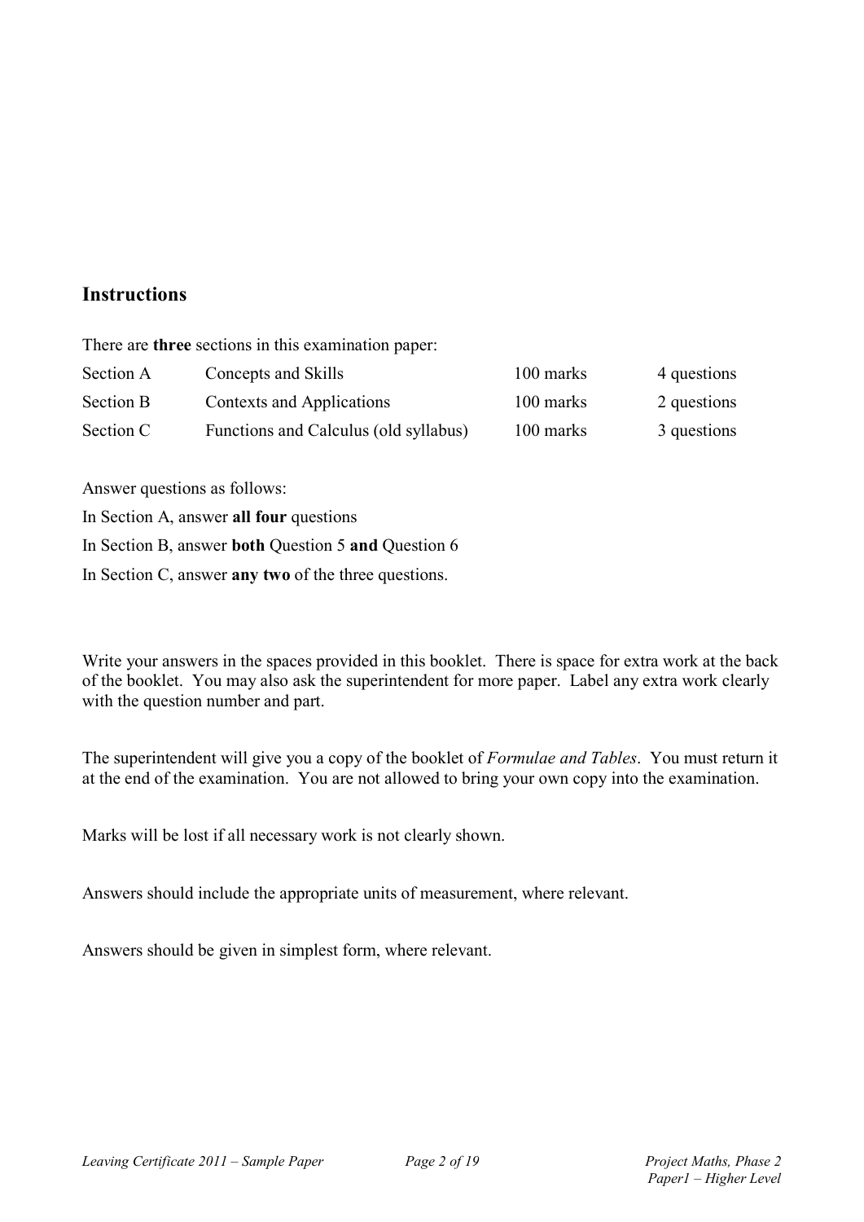## Instructions

There are **three** sections in this examination paper:

| | | | |
|---|---|---|---|
| Section A | Concepts and Skills | 100 marks | 4 questions |
| Section B | Contexts and Applications | 100 marks | 2 questions |
| Section C | Functions and Calculus (old syllabus) | 100 marks | 3 questions |

Answer questions as follows:

In Section A, answer **all four** questions

In Section B, answer **both** Question 5 **and** Question 6

In Section C, answer **any two** of the three questions.

Write your answers in the spaces provided in this booklet. There is space for extra work at the back of the booklet. You may also ask the superintendent for more paper. Label any extra work clearly with the question number and part.

The superintendent will give you a copy of the booklet of *Formulae and Tables*. You must return it at the end of the examination. You are not allowed to bring your own copy into the examination.

Marks will be lost if all necessary work is not clearly shown.

Answers should include the appropriate units of measurement, where relevant.

Answers should be given in simplest form, where relevant.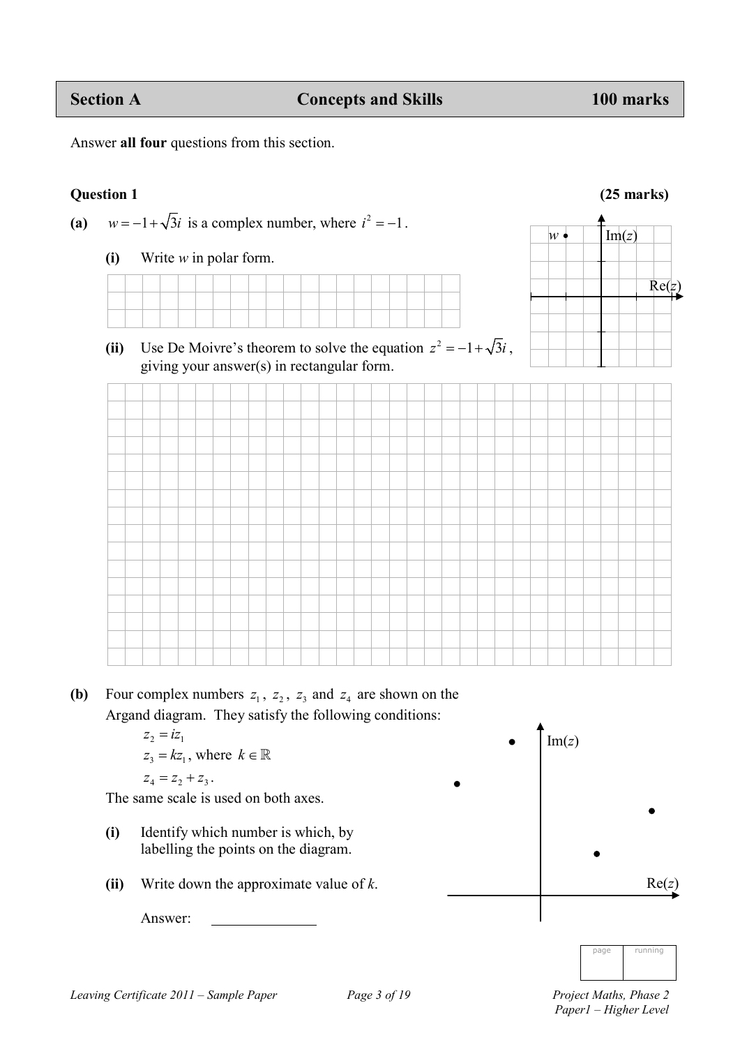## Section A — Concepts and Skills — 100 marks

Answer **all four** questions from this section.

**Question 1** **(25 marks)**

**(a)** $w = -1 + \sqrt{3}i$ is a complex number, where $i^2 = -1$.

**(i)** Write $w$ in polar form.

**(ii)** Use De Moivre's theorem to solve the equation $z^2 = -1 + \sqrt{3}i$, giving your answer(s) in rectangular form.

**(b)** Four complex numbers $z_1$, $z_2$, $z_3$ and $z_4$ are shown on the Argand diagram. They satisfy the following conditions:

$z_2 = iz_1$

$z_3 = kz_1$, where $k \in \mathbb{R}$

$z_4 = z_2 + z_3$.

The same scale is used on both axes.

**(i)** Identify which number is which, by labelling the points on the diagram.

**(ii)** Write down the approximate value of $k$.

Answer: ______________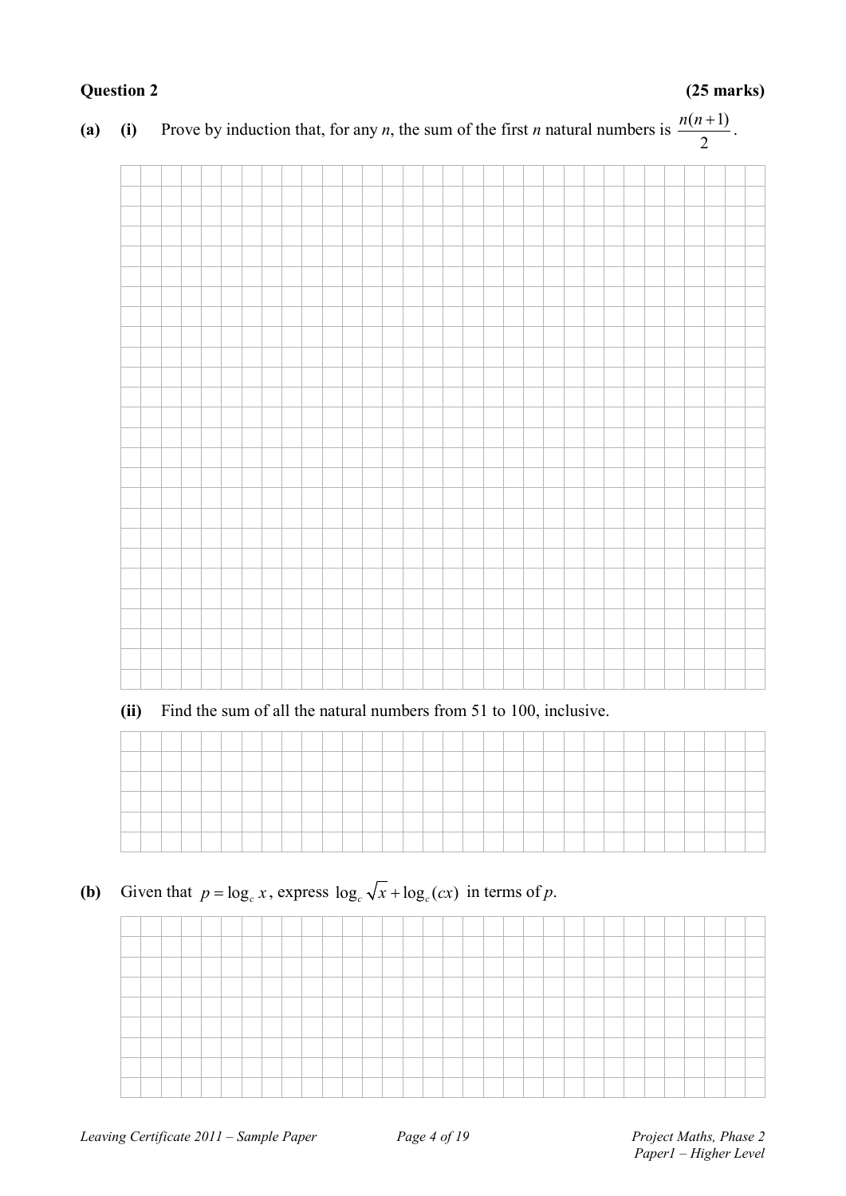**Question 2** **(25 marks)**

**(a)** **(i)** Prove by induction that, for any $n$, the sum of the first $n$ natural numbers is $\dfrac{n(n+1)}{2}$.

**(ii)** Find the sum of all the natural numbers from 51 to 100, inclusive.

**(b)** Given that $p = \log_c x$, express $\log_c \sqrt{x} + \log_c (cx)$ in terms of $p$.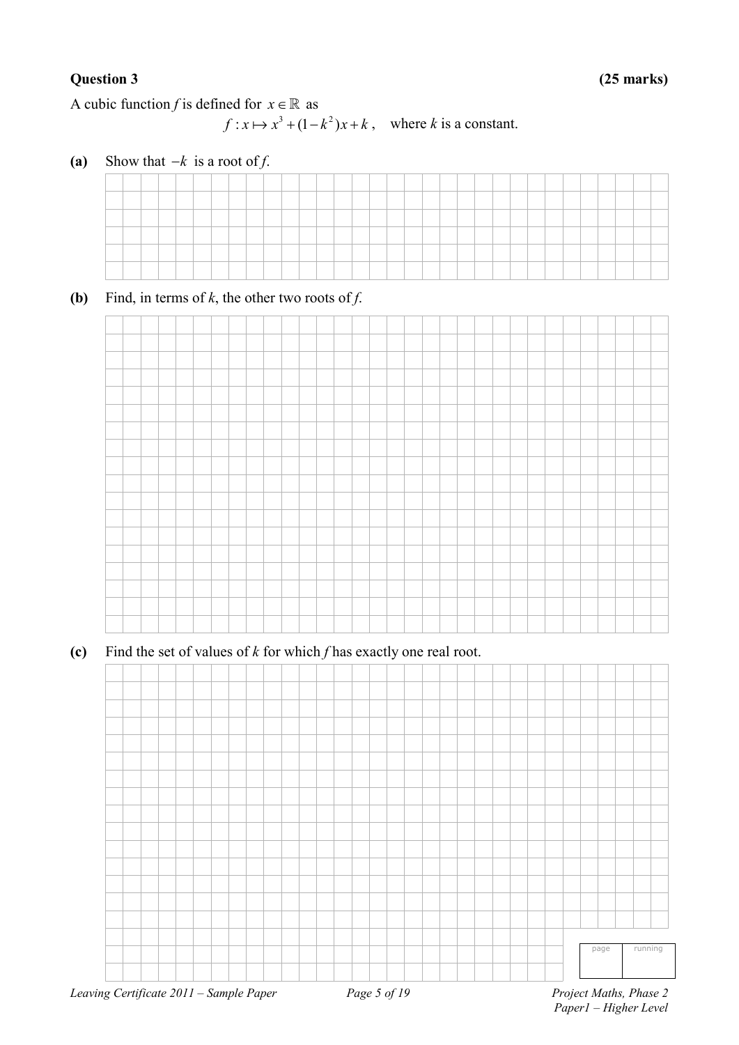**Question 3** **(25 marks)**

A cubic function $f$ is defined for $x \in \mathbb{R}$ as

$$f : x \mapsto x^3 + (1-k^2)x + k\,, \quad \text{where } k \text{ is a constant.}$$

**(a)** Show that $-k$ is a root of $f$.

**(b)** Find, in terms of $k$, the other two roots of $f$.

**(c)** Find the set of values of $k$ for which $f$ has exactly one real root.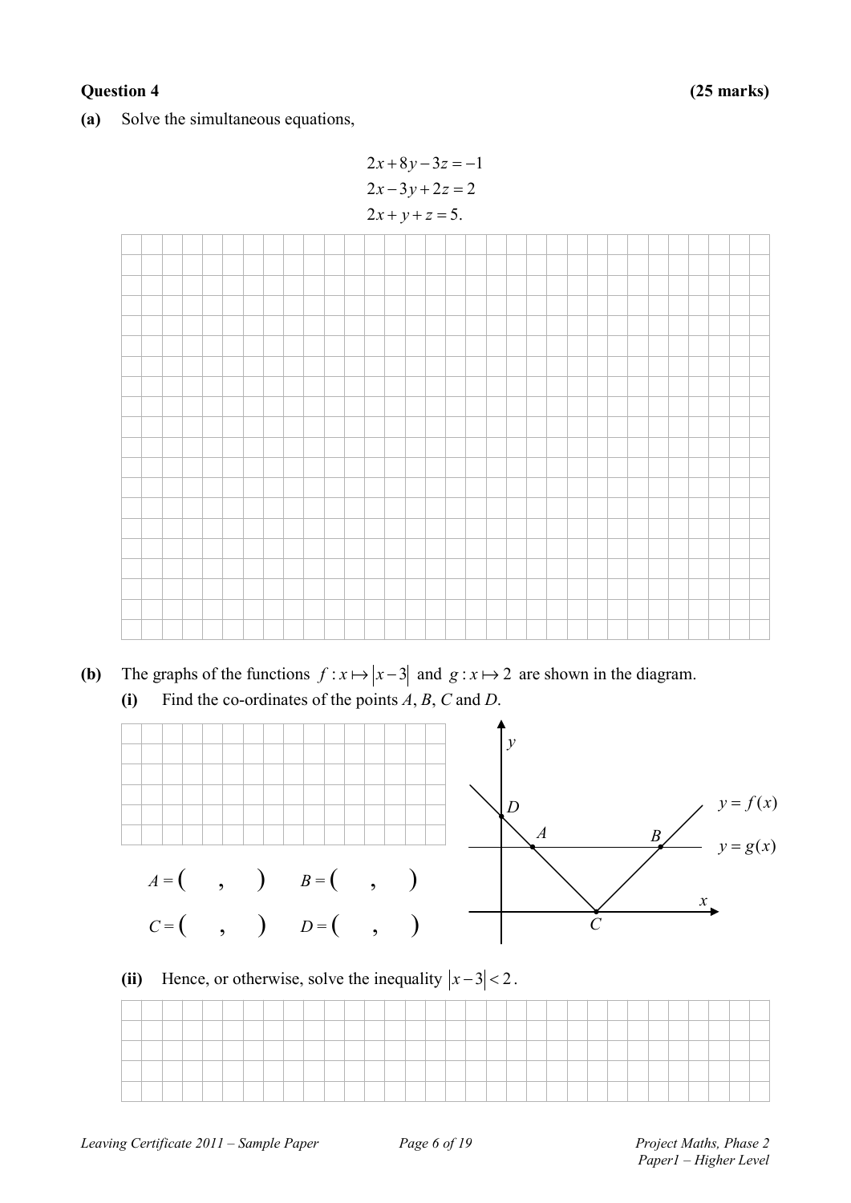**Question 4 (25 marks)**

**(a)** Solve the simultaneous equations,

$$2x + 8y - 3z = -1$$
$$2x - 3y + 2z = 2$$
$$2x + y + z = 5.$$

**(b)** The graphs of the functions $f : x \mapsto |x - 3|$ and $g : x \mapsto 2$ are shown in the diagram.

**(i)** Find the co-ordinates of the points $A$, $B$, $C$ and $D$.

$A = ( \quad , \quad )$ $\quad B = ( \quad , \quad )$

$C = ( \quad , \quad )$ $\quad D = ( \quad , \quad )$

**(ii)** Hence, or otherwise, solve the inequality $|x - 3| < 2$.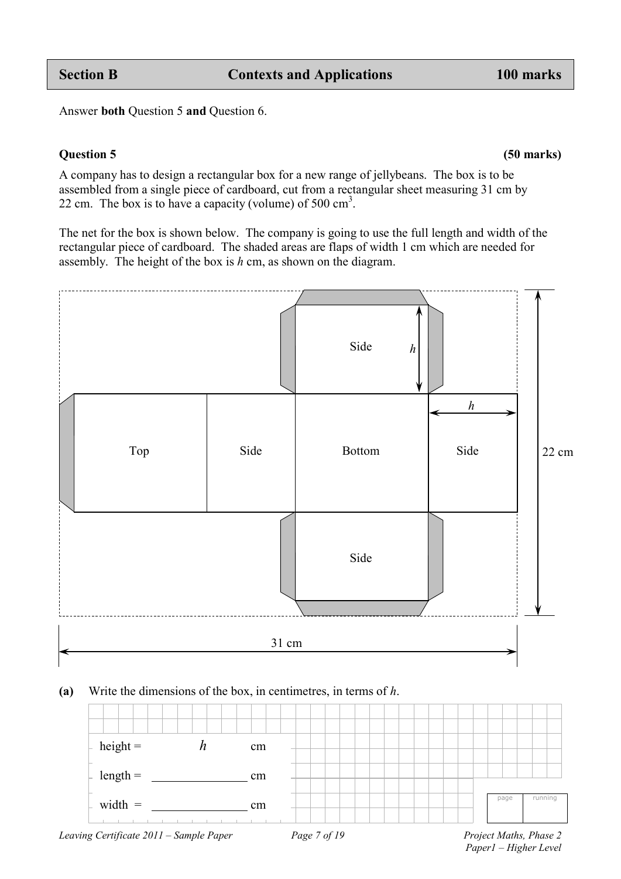## Section B — Contexts and Applications — 100 marks

Answer **both** Question 5 **and** Question 6.

### Question 5 (50 marks)

A company has to design a rectangular box for a new range of jellybeans. The box is to be assembled from a single piece of cardboard, cut from a rectangular sheet measuring 31 cm by 22 cm. The box is to have a capacity (volume) of 500 cm$^3$.

The net for the box is shown below. The company is going to use the full length and width of the rectangular piece of cardboard. The shaded areas are flaps of width 1 cm which are needed for assembly. The height of the box is $h$ cm, as shown on the diagram.

Top | Side | Bottom | Side | Side | Side

$h$ | $h$ | 22 cm | 31 cm

**(a)** Write the dimensions of the box, in centimetres, in terms of $h$.

height = $h$ cm

length = ______________ cm

width = ______________ cm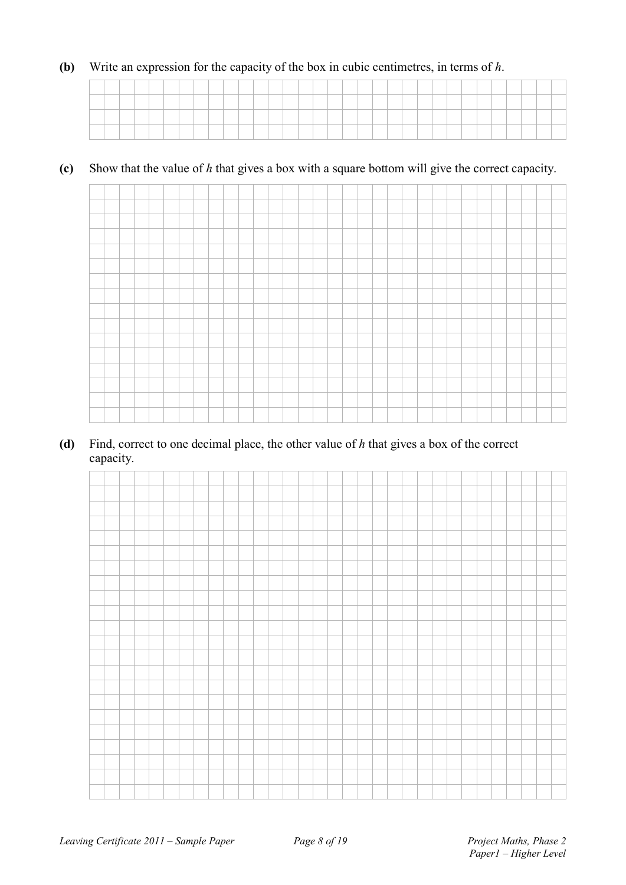**(b)** Write an expression for the capacity of the box in cubic centimetres, in terms of $h$.

**(c)** Show that the value of $h$ that gives a box with a square bottom will give the correct capacity.

**(d)** Find, correct to one decimal place, the other value of $h$ that gives a box of the correct capacity.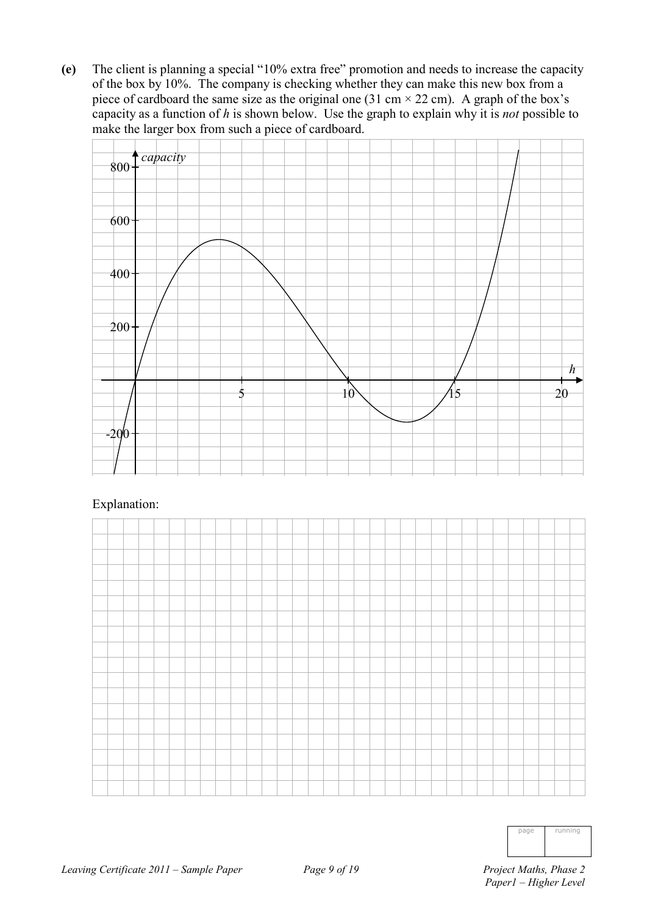**(e)** The client is planning a special "10% extra free" promotion and needs to increase the capacity of the box by 10%. The company is checking whether they can make this new box from a piece of cardboard the same size as the original one (31 cm × 22 cm). A graph of the box's capacity as a function of $h$ is shown below. Use the graph to explain why it is *not* possible to make the larger box from such a piece of cardboard.

Explanation: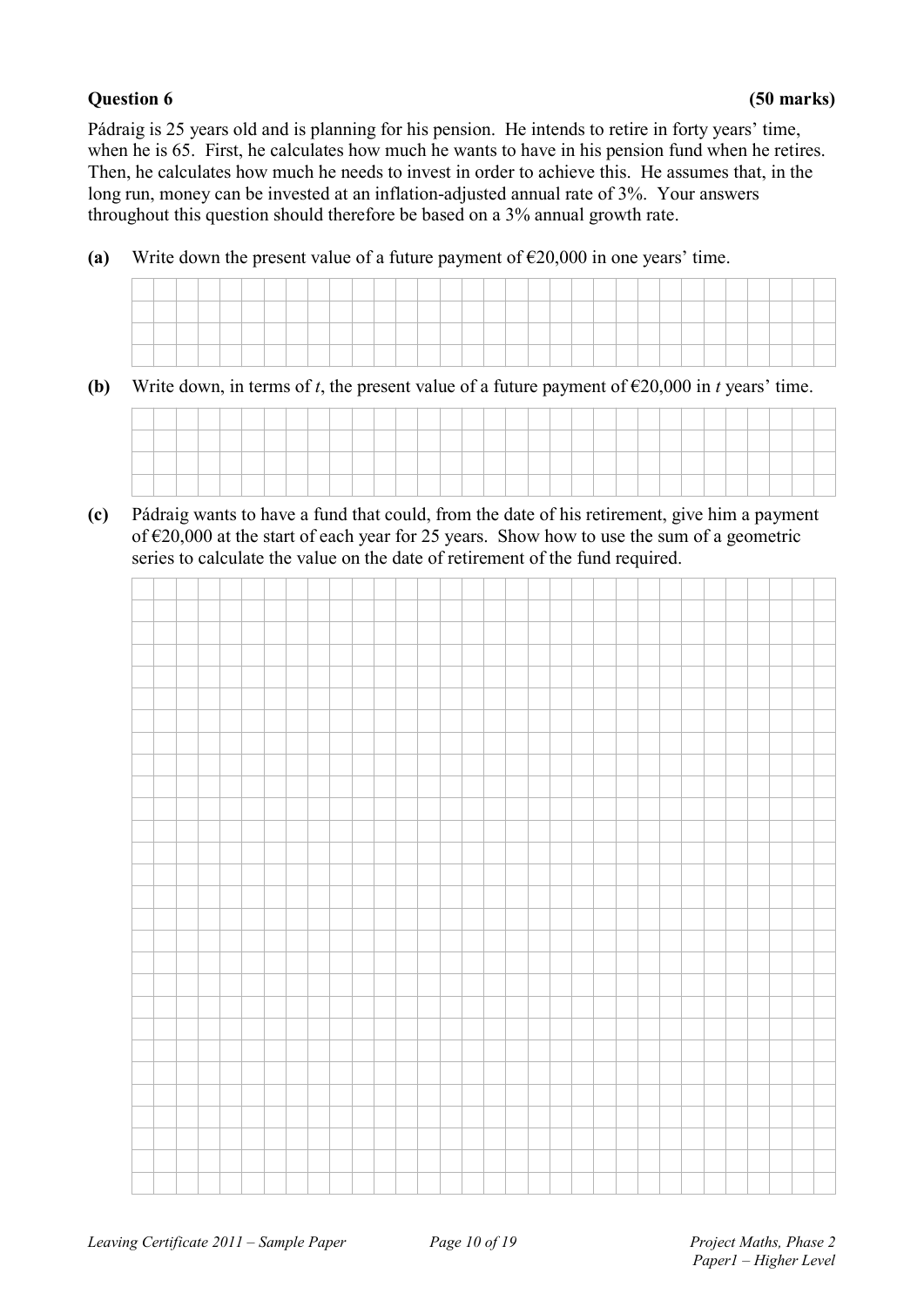**Question 6** **(50 marks)**

Pádraig is 25 years old and is planning for his pension. He intends to retire in forty years' time, when he is 65. First, he calculates how much he wants to have in his pension fund when he retires. Then, he calculates how much he needs to invest in order to achieve this. He assumes that, in the long run, money can be invested at an inflation-adjusted annual rate of 3%. Your answers throughout this question should therefore be based on a 3% annual growth rate.

**(a)** Write down the present value of a future payment of €20,000 in one years' time.

**(b)** Write down, in terms of $t$, the present value of a future payment of €20,000 in $t$ years' time.

**(c)** Pádraig wants to have a fund that could, from the date of his retirement, give him a payment of €20,000 at the start of each year for 25 years. Show how to use the sum of a geometric series to calculate the value on the date of retirement of the fund required.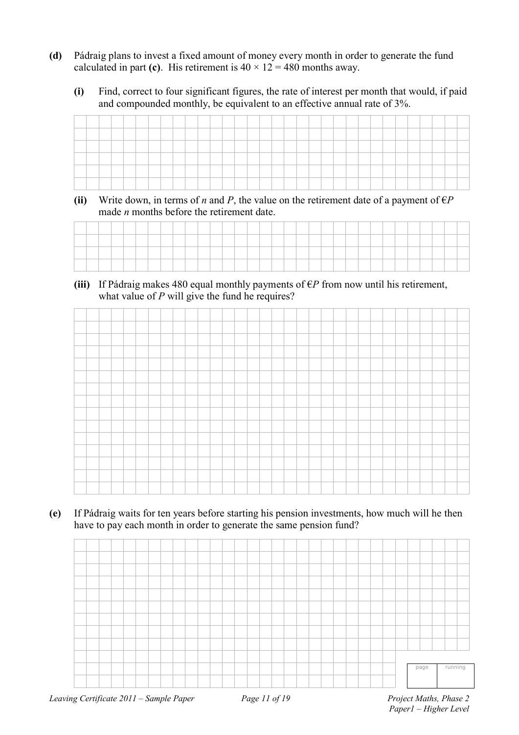**(d)** Pádraig plans to invest a fixed amount of money every month in order to generate the fund calculated in part **(c)**. His retirement is $40 \times 12 = 480$ months away.

**(i)** Find, correct to four significant figures, the rate of interest per month that would, if paid and compounded monthly, be equivalent to an effective annual rate of 3%.

**(ii)** Write down, in terms of $n$ and $P$, the value on the retirement date of a payment of €$P$ made $n$ months before the retirement date.

**(iii)** If Pádraig makes 480 equal monthly payments of €$P$ from now until his retirement, what value of $P$ will give the fund he requires?

**(e)** If Pádraig waits for ten years before starting his pension investments, how much will he then have to pay each month in order to generate the same pension fund?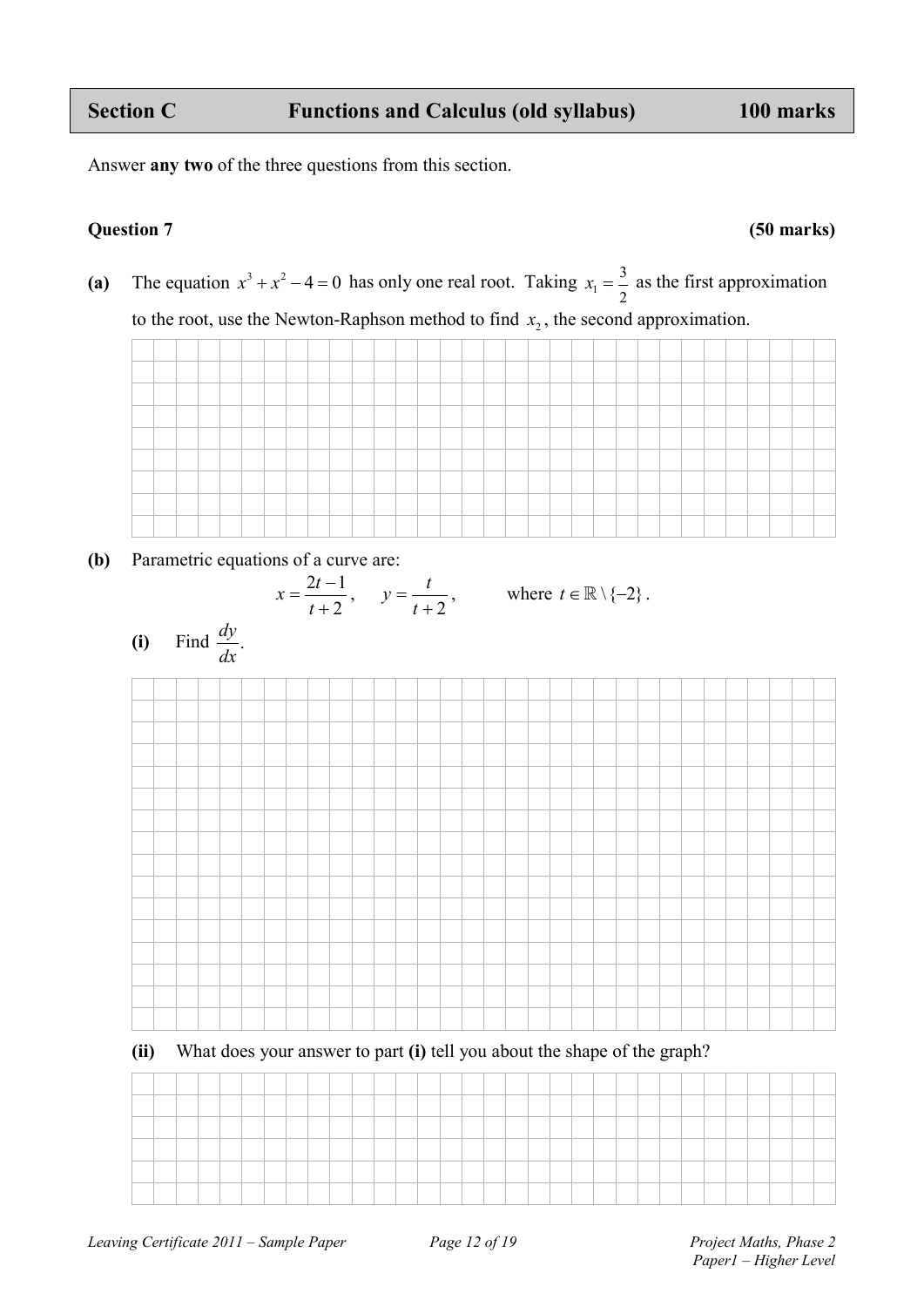| Section C | Functions and Calculus (old syllabus) | 100 marks |
| --- | --- | --- |

Answer **any two** of the three questions from this section.

**Question 7** **(50 marks)**

**(a)** The equation $x^3 + x^2 - 4 = 0$ has only one real root. Taking $x_1 = \frac{3}{2}$ as the first approximation to the root, use the Newton-Raphson method to find $x_2$, the second approximation.

**(b)** Parametric equations of a curve are:

$$x = \frac{2t-1}{t+2}, \quad y = \frac{t}{t+2}, \qquad \text{where } t \in \mathbb{R} \setminus \{-2\}.$$

**(i)** Find $\frac{dy}{dx}$.

**(ii)** What does your answer to part **(i)** tell you about the shape of the graph?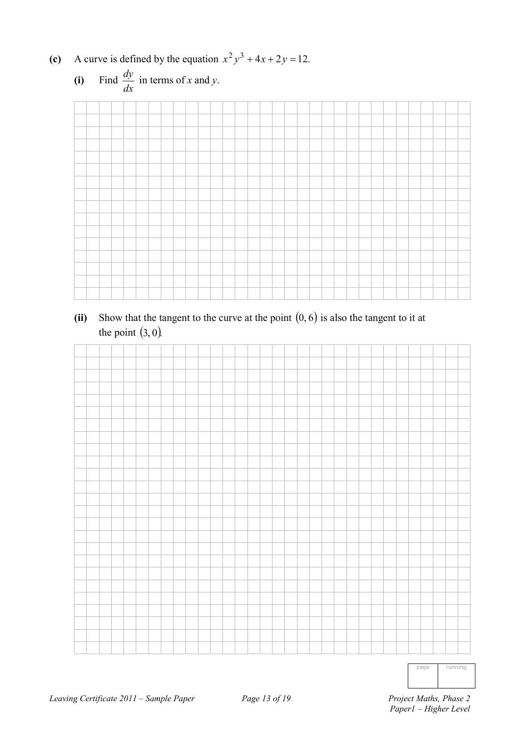**(c)** A curve is defined by the equation $x^2 y^3 + 4x + 2y = 12$.

**(i)** Find $\dfrac{dy}{dx}$ in terms of $x$ and $y$.

**(ii)** Show that the tangent to the curve at the point $(0, 6)$ is also the tangent to it at the point $(3, 0)$.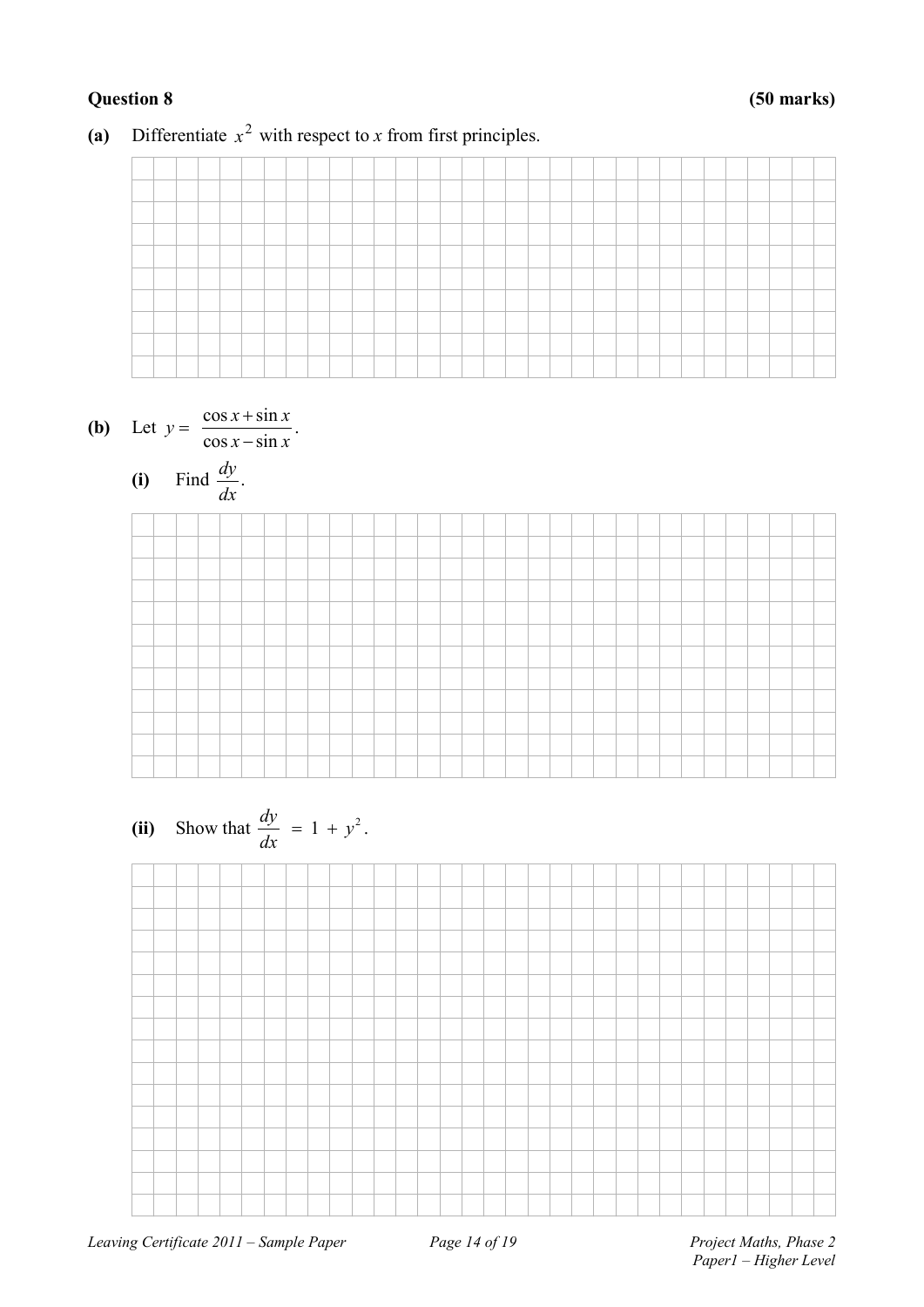**Question 8** **(50 marks)**

**(a)** Differentiate $x^2$ with respect to $x$ from first principles.

**(b)** Let $y = \dfrac{\cos x + \sin x}{\cos x - \sin x}$.

**(i)** Find $\dfrac{dy}{dx}$.

**(ii)** Show that $\dfrac{dy}{dx} = 1 + y^2$.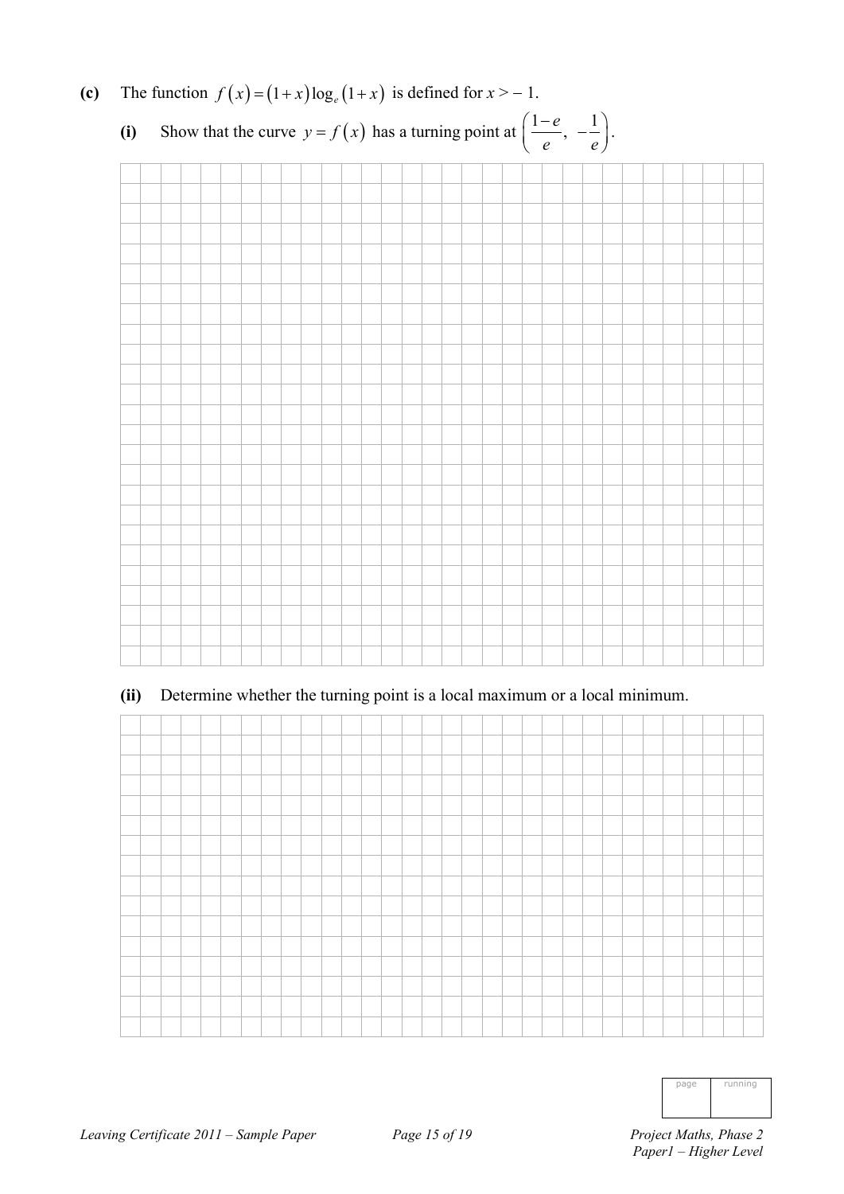**(c)** The function $f(x) = (1+x)\log_e(1+x)$ is defined for $x > -1$.

**(i)** Show that the curve $y = f(x)$ has a turning point at $\left(\dfrac{1-e}{e},\ -\dfrac{1}{e}\right)$.

**(ii)** Determine whether the turning point is a local maximum or a local minimum.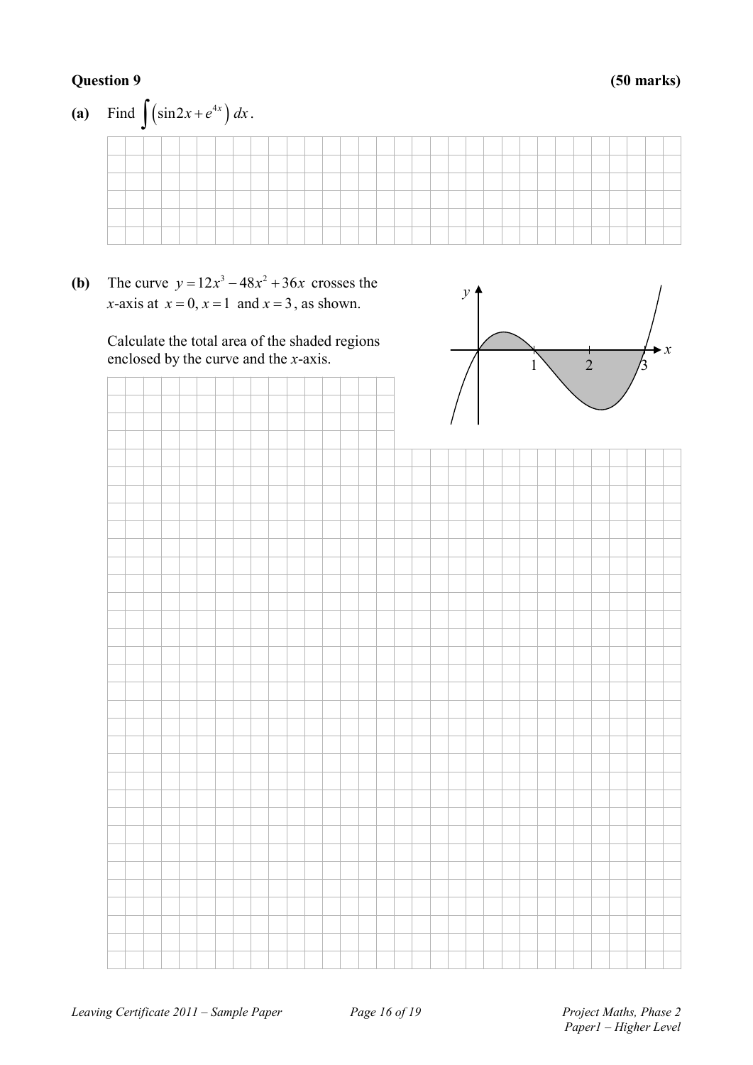**Question 9** **(50 marks)**

**(a)** Find $\int \left(\sin 2x + e^{4x}\right) dx$.

**(b)** The curve $y = 12x^3 - 48x^2 + 36x$ crosses the $x$-axis at $x = 0, x = 1$ and $x = 3$, as shown.

Calculate the total area of the shaded regions enclosed by the curve and the $x$-axis.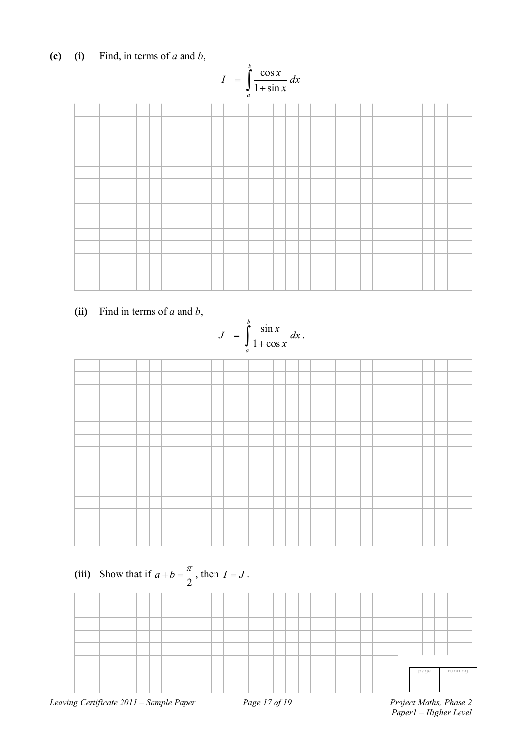**(c)** **(i)** Find, in terms of $a$ and $b$,

$$I = \int_a^b \frac{\cos x}{1+\sin x}\,dx$$

**(ii)** Find in terms of $a$ and $b$,

$$J = \int_a^b \frac{\sin x}{1+\cos x}\,dx.$$

**(iii)** Show that if $a+b=\dfrac{\pi}{2}$, then $I=J$.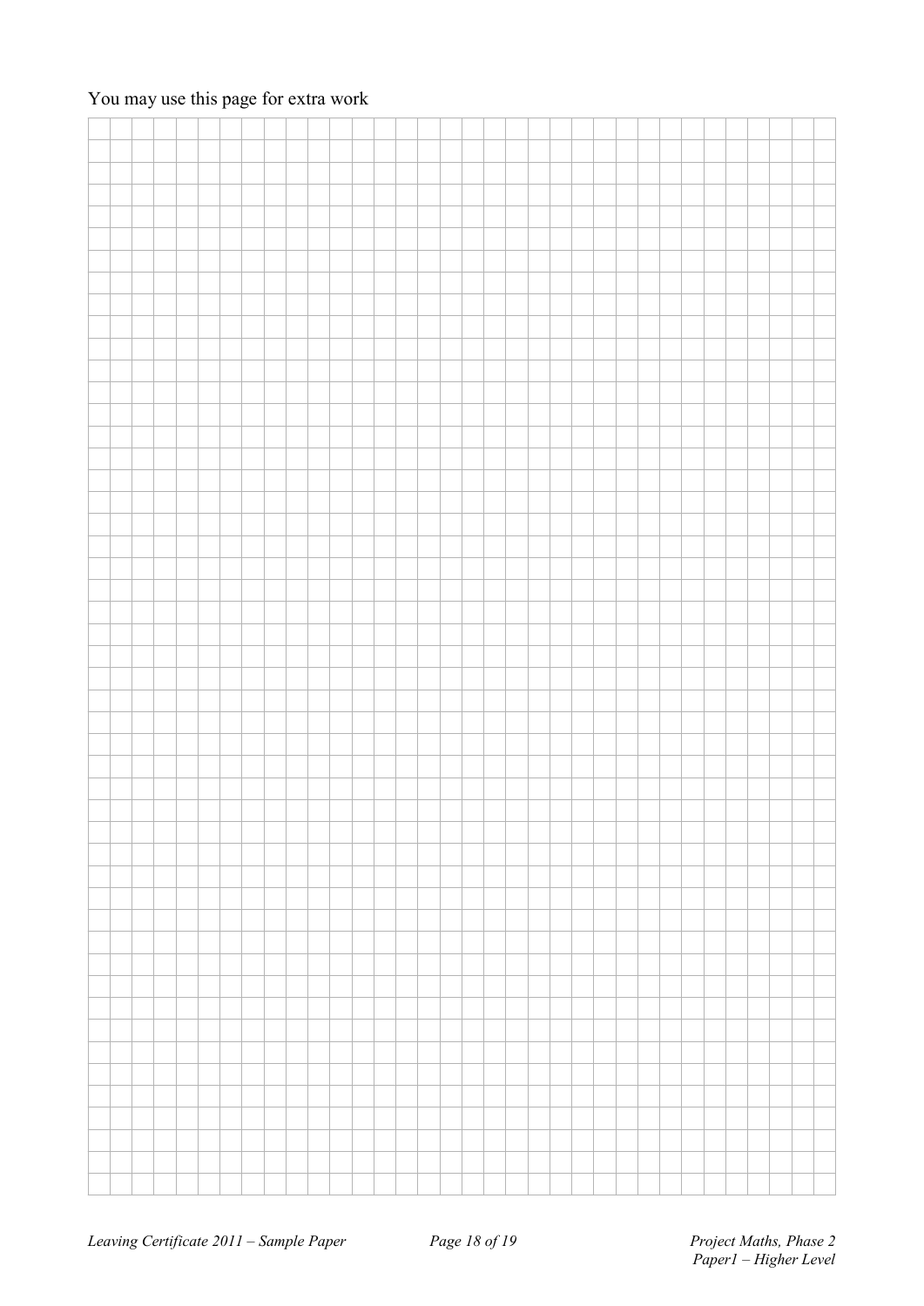You may use this page for extra work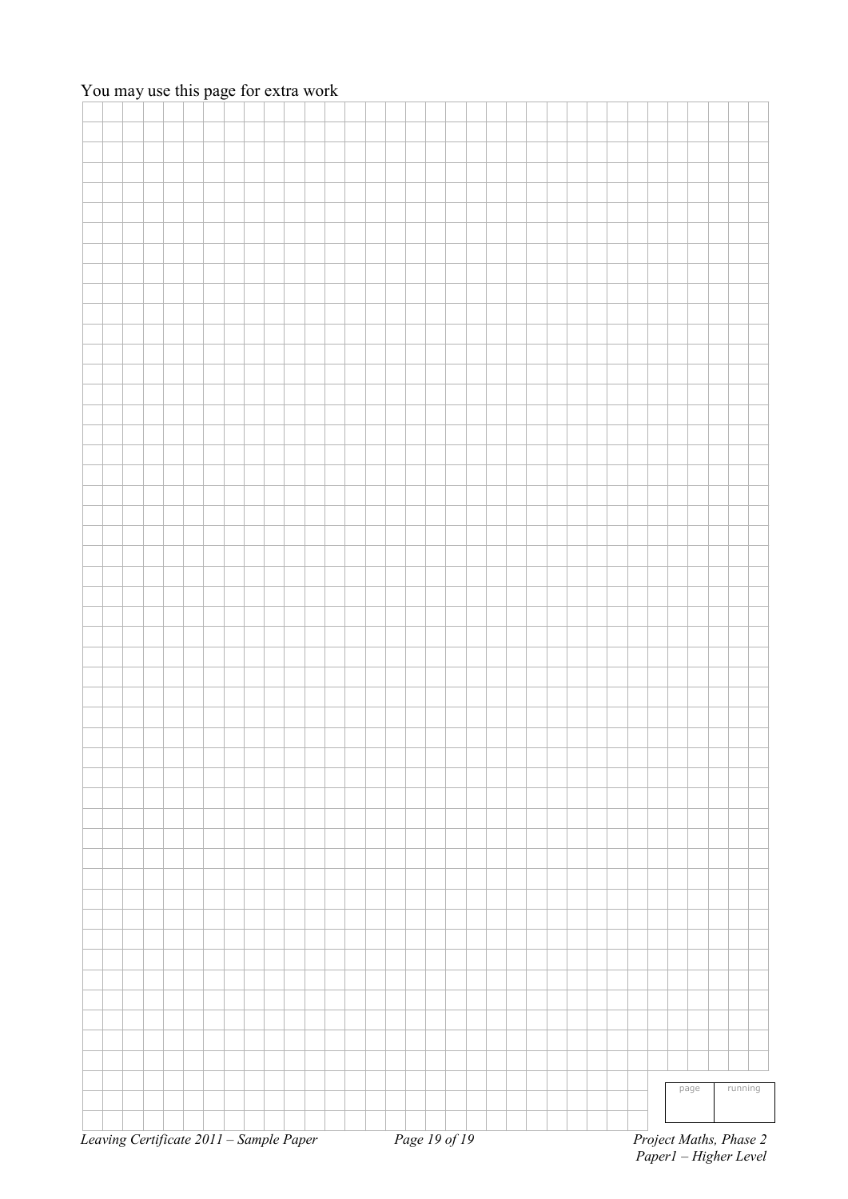You may use this page for extra work

| page | running |
|---|---|
| | |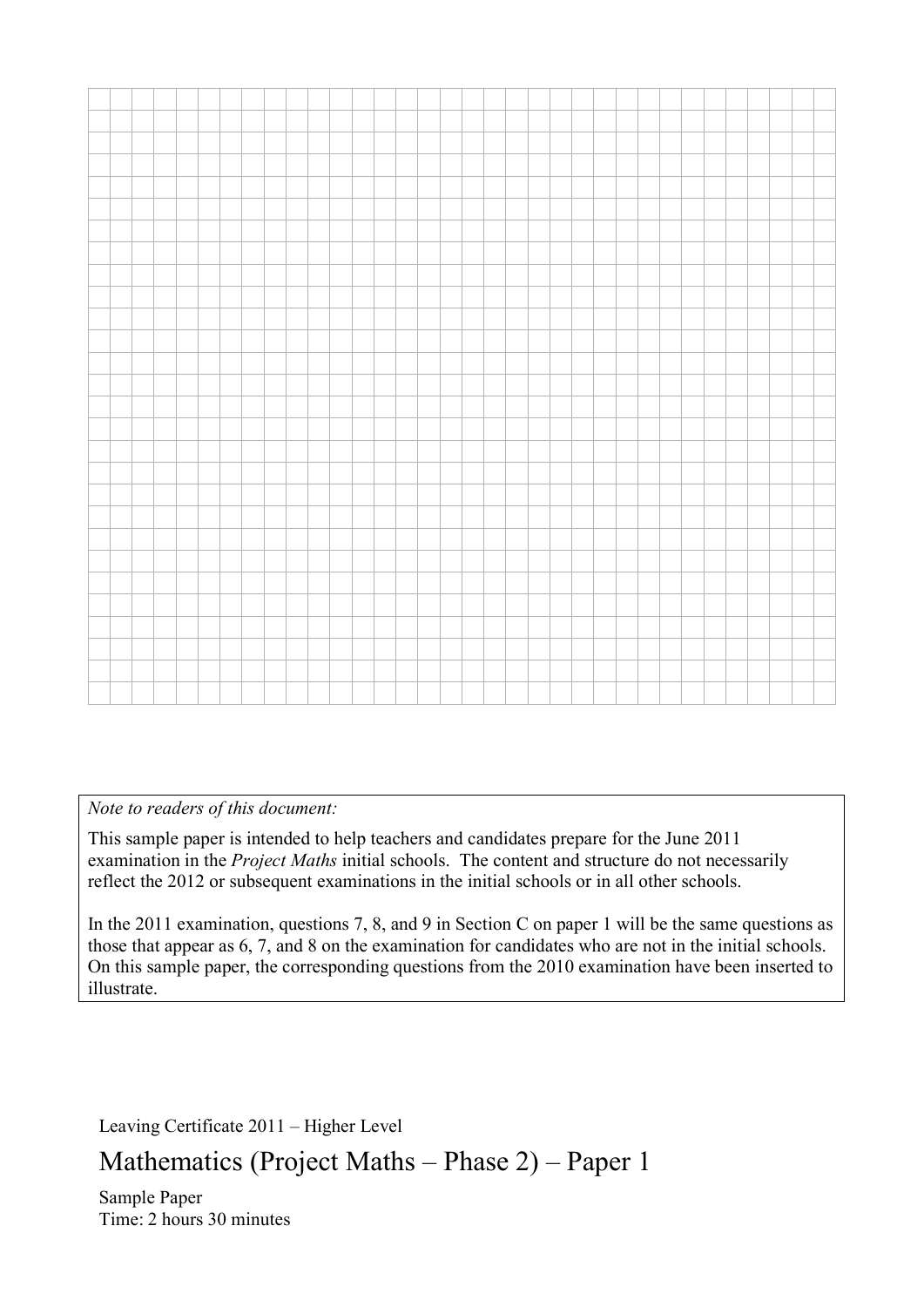*Note to readers of this document:*

This sample paper is intended to help teachers and candidates prepare for the June 2011 examination in the *Project Maths* initial schools. The content and structure do not necessarily reflect the 2012 or subsequent examinations in the initial schools or in all other schools.

In the 2011 examination, questions 7, 8, and 9 in Section C on paper 1 will be the same questions as those that appear as 6, 7, and 8 on the examination for candidates who are not in the initial schools. On this sample paper, the corresponding questions from the 2010 examination have been inserted to illustrate.

Leaving Certificate 2011 – Higher Level

# Mathematics (Project Maths – Phase 2) – Paper 1

Sample Paper

Time: 2 hours 30 minutes